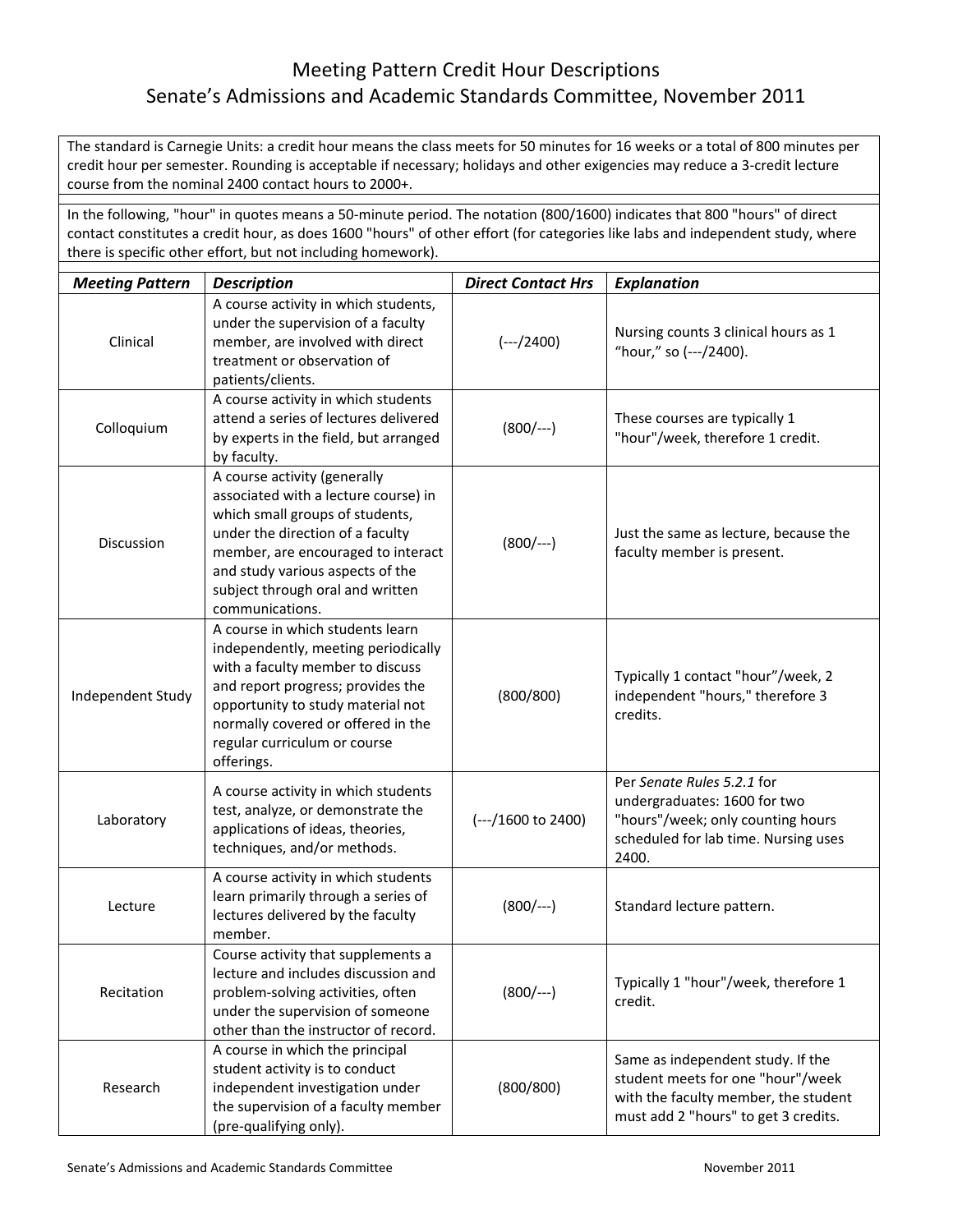# Meeting Pattern Credit Hour Descriptions
## Senate's Admissions and Academic Standards Committee, November 2011

The standard is Carnegie Units: a credit hour means the class meets for 50 minutes for 16 weeks or a total of 800 minutes per credit hour per semester. Rounding is acceptable if necessary; holidays and other exigencies may reduce a 3-credit lecture course from the nominal 2400 contact hours to 2000+.

In the following, "hour" in quotes means a 50-minute period. The notation (800/1600) indicates that 800 "hours" of direct contact constitutes a credit hour, as does 1600 "hours" of other effort (for categories like labs and independent study, where there is specific other effort, but not including homework).

| ***Meeting Pattern*** | ***Description*** | ***Direct Contact Hrs*** | ***Explanation*** |
|---|---|---|---|
| Clinical | A course activity in which students, under the supervision of a faculty member, are involved with direct treatment or observation of patients/clients. | (---/2400) | Nursing counts 3 clinical hours as 1 "hour," so (---/2400). |
| Colloquium | A course activity in which students attend a series of lectures delivered by experts in the field, but arranged by faculty. | (800/---) | These courses are typically 1 "hour"/week, therefore 1 credit. |
| Discussion | A course activity (generally associated with a lecture course) in which small groups of students, under the direction of a faculty member, are encouraged to interact and study various aspects of the subject through oral and written communications. | (800/---) | Just the same as lecture, because the faculty member is present. |
| Independent Study | A course in which students learn independently, meeting periodically with a faculty member to discuss and report progress; provides the opportunity to study material not normally covered or offered in the regular curriculum or course offerings. | (800/800) | Typically 1 contact "hour"/week, 2 independent "hours," therefore 3 credits. |
| Laboratory | A course activity in which students test, analyze, or demonstrate the applications of ideas, theories, techniques, and/or methods. | (---/1600 to 2400) | Per *Senate Rules 5.2.1* for undergraduates: 1600 for two "hours"/week; only counting hours scheduled for lab time. Nursing uses 2400. |
| Lecture | A course activity in which students learn primarily through a series of lectures delivered by the faculty member. | (800/---) | Standard lecture pattern. |
| Recitation | Course activity that supplements a lecture and includes discussion and problem-solving activities, often under the supervision of someone other than the instructor of record. | (800/---) | Typically 1 "hour"/week, therefore 1 credit. |
| Research | A course in which the principal student activity is to conduct independent investigation under the supervision of a faculty member (pre-qualifying only). | (800/800) | Same as independent study. If the student meets for one "hour"/week with the faculty member, the student must add 2 "hours" to get 3 credits. |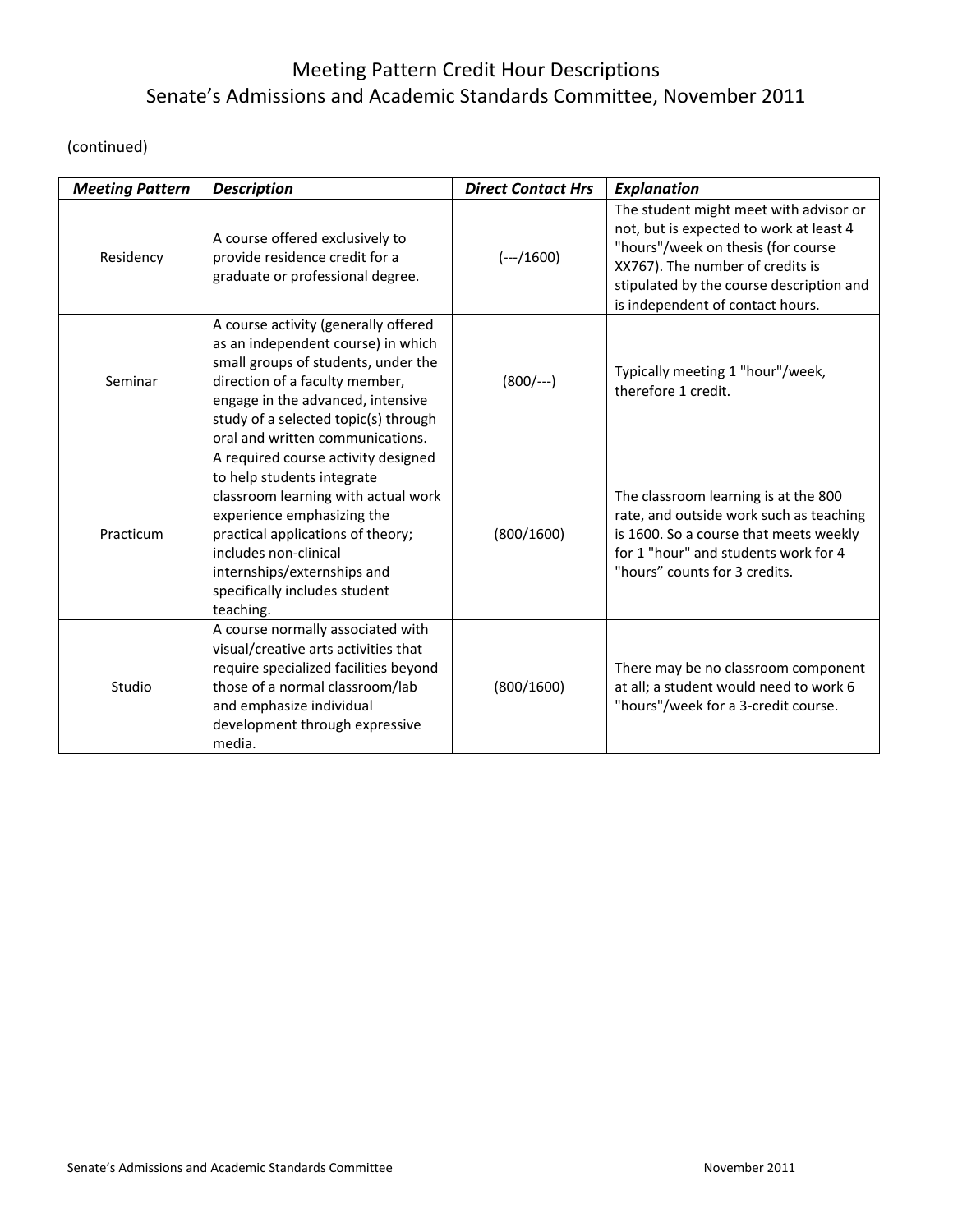# Meeting Pattern Credit Hour Descriptions
## Senate's Admissions and Academic Standards Committee, November 2011

(continued)

| ***Meeting Pattern*** | ***Description*** | ***Direct Contact Hrs*** | ***Explanation*** |
|---|---|---|---|
| Residency | A course offered exclusively to provide residence credit for a graduate or professional degree. | (---/1600) | The student might meet with advisor or not, but is expected to work at least 4 "hours"/week on thesis (for course XX767). The number of credits is stipulated by the course description and is independent of contact hours. |
| Seminar | A course activity (generally offered as an independent course) in which small groups of students, under the direction of a faculty member, engage in the advanced, intensive study of a selected topic(s) through oral and written communications. | (800/---) | Typically meeting 1 "hour"/week, therefore 1 credit. |
| Practicum | A required course activity designed to help students integrate classroom learning with actual work experience emphasizing the practical applications of theory; includes non-clinical internships/externships and specifically includes student teaching. | (800/1600) | The classroom learning is at the 800 rate, and outside work such as teaching is 1600. So a course that meets weekly for 1 "hour" and students work for 4 "hours" counts for 3 credits. |
| Studio | A course normally associated with visual/creative arts activities that require specialized facilities beyond those of a normal classroom/lab and emphasize individual development through expressive media. | (800/1600) | There may be no classroom component at all; a student would need to work 6 "hours"/week for a 3-credit course. |